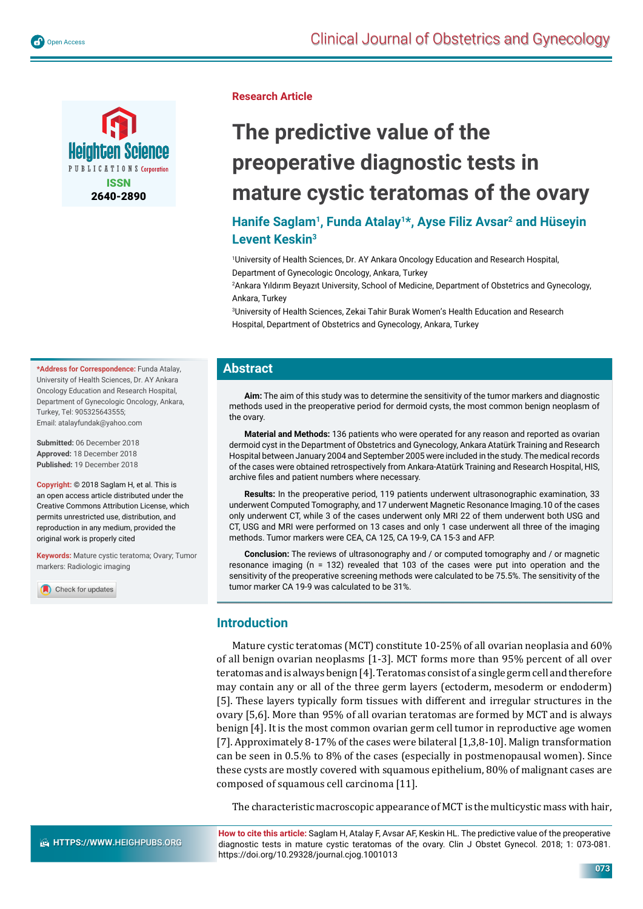Research Article

# The predictive value of the preoperative diagnostic tests in mature cystic teratomas of the ovary

**Hanife Saglam[1], Funda Atalay[1]*, Ayse Filiz Avsar[2] and Hüseyin Levent Keskin[3]**

[1]University of Health Sciences, Dr. AY Ankara Oncology Education and Research Hospital, Department of Gynecologic Oncology, Ankara, Turkey

[2]Ankara Yıldırım Beyazıt University, School of Medicine, Department of Obstetrics and Gynecology, Ankara, Turkey

[3]University of Health Sciences, Zekai Tahir Burak Women's Health Education and Research Hospital, Department of Obstetrics and Gynecology, Ankara, Turkey

**\*Address for Correspondence:** Funda Atalay, University of Health Sciences, Dr. AY Ankara Oncology Education and Research Hospital, Department of Gynecologic Oncology, Ankara, Turkey, Tel: 905325643555; Email: atalayfundak@yahoo.com

**Submitted:** 06 December 2018
**Approved:** 18 December 2018
**Published:** 19 December 2018

**Copyright:** © 2018 Saglam H, et al. This is an open access article distributed under the Creative Commons Attribution License, which permits unrestricted use, distribution, and reproduction in any medium, provided the original work is properly cited

**Keywords:** Mature cystic teratoma; Ovary; Tumor markers: Radiologic imaging

## Abstract

**Aim:** The aim of this study was to determine the sensitivity of the tumor markers and diagnostic methods used in the preoperative period for dermoid cysts, the most common benign neoplasm of the ovary.

**Material and Methods:** 136 patients who were operated for any reason and reported as ovarian dermoid cyst in the Department of Obstetrics and Gynecology, Ankara Atatürk Training and Research Hospital between January 2004 and September 2005 were included in the study. The medical records of the cases were obtained retrospectively from Ankara-Atatürk Training and Research Hospital, HIS, archive files and patient numbers where necessary.

**Results:** In the preoperative period, 119 patients underwent ultrasonographic examination, 33 underwent Computed Tomography, and 17 underwent Magnetic Resonance Imaging.10 of the cases only underwent CT, while 3 of the cases underwent only MRI 22 of them underwent both USG and CT, USG and MRI were performed on 13 cases and only 1 case underwent all three of the imaging methods. Tumor markers were CEA, CA 125, CA 19-9, CA 15-3 and AFP.

**Conclusion:** The reviews of ultrasonography and / or computed tomography and / or magnetic resonance imaging (n = 132) revealed that 103 of the cases were put into operation and the sensitivity of the preoperative screening methods were calculated to be 75.5%. The sensitivity of the tumor marker CA 19-9 was calculated to be 31%.

## Introduction

Mature cystic teratomas (MCT) constitute 10-25% of all ovarian neoplasia and 60% of all benign ovarian neoplasms [1-3]. MCT forms more than 95% percent of all over teratomas and is always benign [4]. Teratomas consist of a single germ cell and therefore may contain any or all of the three germ layers (ectoderm, mesoderm or endoderm) [5]. These layers typically form tissues with different and irregular structures in the ovary [5,6]. More than 95% of all ovarian teratomas are formed by MCT and is always benign [4]. It is the most common ovarian germ cell tumor in reproductive age women [7]. Approximately 8-17% of the cases were bilateral [1,3,8-10]. Malign transformation can be seen in 0.5.% to 8% of the cases (especially in postmenopausal women). Since these cysts are mostly covered with squamous epithelium, 80% of malignant cases are composed of squamous cell carcinoma [11].

The characteristic macroscopic appearance of MCT is the multicystic mass with hair,

**How to cite this article:** Saglam H, Atalay F, Avsar AF, Keskin HL. The predictive value of the preoperative diagnostic tests in mature cystic teratomas of the ovary. Clin J Obstet Gynecol. 2018; 1: 073-081. https://doi.org/10.29328/journal.cjog.1001013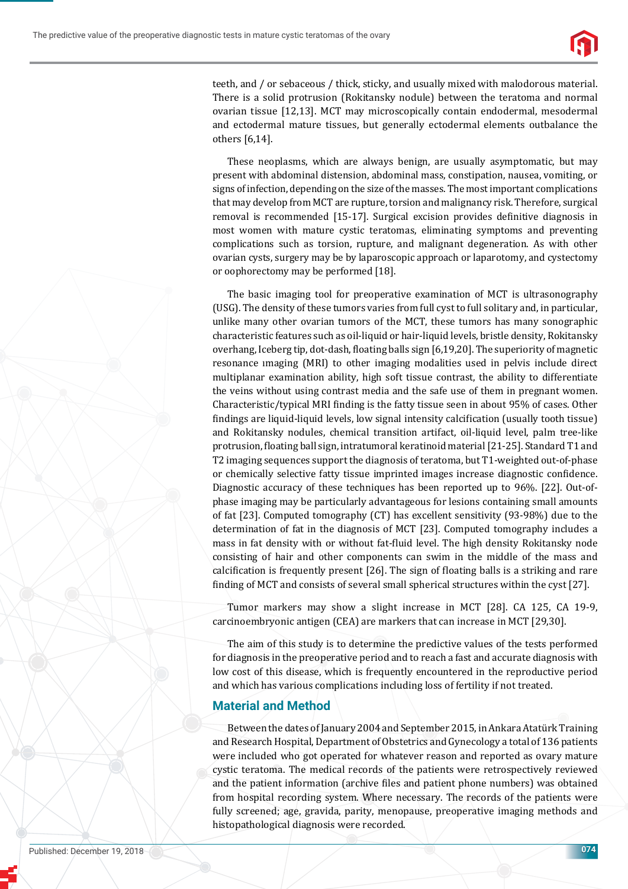teeth, and / or sebaceous / thick, sticky, and usually mixed with malodorous material. There is a solid protrusion (Rokitansky nodule) between the teratoma and normal ovarian tissue [12,13]. MCT may microscopically contain endodermal, mesodermal and ectodermal mature tissues, but generally ectodermal elements outbalance the others [6,14].

These neoplasms, which are always benign, are usually asymptomatic, but may present with abdominal distension, abdominal mass, constipation, nausea, vomiting, or signs of infection, depending on the size of the masses. The most important complications that may develop from MCT are rupture, torsion and malignancy risk. Therefore, surgical removal is recommended [15-17]. Surgical excision provides definitive diagnosis in most women with mature cystic teratomas, eliminating symptoms and preventing complications such as torsion, rupture, and malignant degeneration. As with other ovarian cysts, surgery may be by laparoscopic approach or laparotomy, and cystectomy or oophorectomy may be performed [18].

The basic imaging tool for preoperative examination of MCT is ultrasonography (USG). The density of these tumors varies from full cyst to full solitary and, in particular, unlike many other ovarian tumors of the MCT, these tumors has many sonographic characteristic features such as oil-liquid or hair-liquid levels, bristle density, Rokitansky overhang, Iceberg tip, dot-dash, floating balls sign [6,19,20]. The superiority of magnetic resonance ımaging (MRI) to other imaging modalities used in pelvis include direct multiplanar examination ability, high soft tissue contrast, the ability to differentiate the veins without using contrast media and the safe use of them in pregnant women. Characteristic/typical MRI finding is the fatty tissue seen in about 95% of cases. Other findings are liquid-liquid levels, low signal intensity calcification (usually tooth tissue) and Rokitansky nodules, chemical transition artifact, oil-liquid level, palm tree-like protrusion, floating ball sign, intratumoral keratinoid material [21-25]. Standard T1 and T2 imaging sequences support the diagnosis of teratoma, but T1-weighted out-of-phase or chemically selective fatty tissue imprinted images increase diagnostic confidence. Diagnostic accuracy of these techniques has been reported up to 96%. [22]. Out-of-phase imaging may be particularly advantageous for lesions containing small amounts of fat [23]. Computed tomography (CT) has excellent sensitivity (93-98%) due to the determination of fat in the diagnosis of MCT [23]. Computed tomography includes a mass in fat density with or without fat-fluid level. The high density Rokitansky node consisting of hair and other components can swim in the middle of the mass and calcification is frequently present [26]. The sign of floating balls is a striking and rare finding of MCT and consists of several small spherical structures within the cyst [27].

Tumor markers may show a slight increase in MCT [28]. CA 125, CA 19-9, carcinoembryonic antigen (CEA) are markers that can increase in MCT [29,30].

The aim of this study is to determine the predictive values of the tests performed for diagnosis in the preoperative period and to reach a fast and accurate diagnosis with low cost of this disease, which is frequently encountered in the reproductive period and which has various complications including loss of fertility if not treated.

## Material and Method

Between the dates of January 2004 and September 2015, in Ankara Atatürk Training and Research Hospital, Department of Obstetrics and Gynecology a total of 136 patients were included who got operated for whatever reason and reported as ovary mature cystic teratoma. The medical records of the patients were retrospectively reviewed and the patient information (archive files and patient phone numbers) was obtained from hospital recording system. Where necessary. The records of the patients were fully screened; age, gravida, parity, menopause, preoperative imaging methods and histopathological diagnosis were recorded.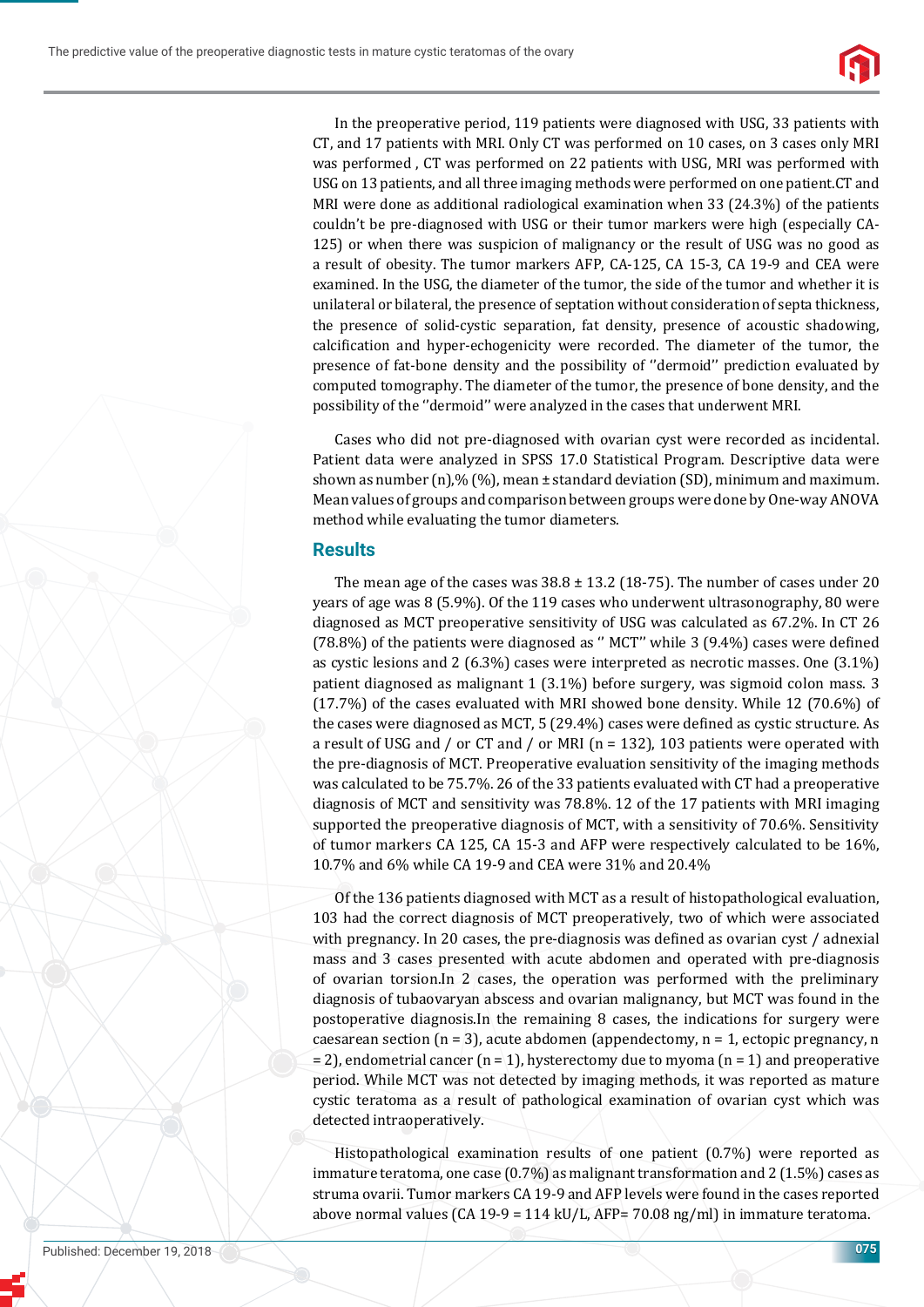In the preoperative period, 119 patients were diagnosed with USG, 33 patients with CT, and 17 patients with MRI. Only CT was performed on 10 cases, on 3 cases only MRI was performed , CT was performed on 22 patients with USG, MRI was performed with USG on 13 patients, and all three imaging methods were performed on one patient.CT and MRI were done as additional radiological examination when 33 (24.3%) of the patients couldn't be pre-diagnosed with USG or their tumor markers were high (especially CA-125) or when there was suspicion of malignancy or the result of USG was no good as a result of obesity. The tumor markers AFP, CA-125, CA 15-3, CA 19-9 and CEA were examined. In the USG, the diameter of the tumor, the side of the tumor and whether it is unilateral or bilateral, the presence of septation without consideration of septa thickness, the presence of solid-cystic separation, fat density, presence of acoustic shadowing, calcification and hyper-echogenicity were recorded. The diameter of the tumor, the presence of fat-bone density and the possibility of ''dermoid'' prediction evaluated by computed tomography. The diameter of the tumor, the presence of bone density, and the possibility of the ''dermoid'' were analyzed in the cases that underwent MRI.

Cases who did not pre-diagnosed with ovarian cyst were recorded as incidental. Patient data were analyzed in SPSS 17.0 Statistical Program. Descriptive data were shown as number (n),% (%), mean ± standard deviation (SD), minimum and maximum. Mean values of groups and comparison between groups were done by One-way ANOVA method while evaluating the tumor diameters.

## Results

The mean age of the cases was 38.8 ± 13.2 (18-75). The number of cases under 20 years of age was 8 (5.9%). Of the 119 cases who underwent ultrasonography, 80 were diagnosed as MCT preoperative sensitivity of USG was calculated as 67.2%. In CT 26 (78.8%) of the patients were diagnosed as '' MCT'' while 3 (9.4%) cases were defined as cystic lesions and 2 (6.3%) cases were interpreted as necrotic masses. One (3.1%) patient diagnosed as malignant 1 (3.1%) before surgery, was sigmoid colon mass. 3 (17.7%) of the cases evaluated with MRI showed bone density. While 12 (70.6%) of the cases were diagnosed as MCT, 5 (29.4%) cases were defined as cystic structure. As a result of USG and / or CT and / or MRI (n = 132), 103 patients were operated with the pre-diagnosis of MCT. Preoperative evaluation sensitivity of the imaging methods was calculated to be 75.7%. 26 of the 33 patients evaluated with CT had a preoperative diagnosis of MCT and sensitivity was 78.8%. 12 of the 17 patients with MRI imaging supported the preoperative diagnosis of MCT, with a sensitivity of 70.6%. Sensitivity of tumor markers CA 125, CA 15-3 and AFP were respectively calculated to be 16%, 10.7% and 6% while CA 19-9 and CEA were 31% and 20.4%

Of the 136 patients diagnosed with MCT as a result of histopathological evaluation, 103 had the correct diagnosis of MCT preoperatively, two of which were associated with pregnancy. In 20 cases, the pre-diagnosis was defined as ovarian cyst / adnexial mass and 3 cases presented with acute abdomen and operated with pre-diagnosis of ovarian torsion.In 2 cases, the operation was performed with the preliminary diagnosis of tubaovaryan abscess and ovarian malignancy, but MCT was found in the postoperative diagnosis.In the remaining 8 cases, the indications for surgery were caesarean section (n = 3), acute abdomen (appendectomy, n = 1, ectopic pregnancy, n = 2), endometrial cancer (n = 1), hysterectomy due to myoma (n = 1) and preoperative period. While MCT was not detected by imaging methods, it was reported as mature cystic teratoma as a result of pathological examination of ovarian cyst which was detected intraoperatively.

Histopathological examination results of one patient (0.7%) were reported as immature teratoma, one case (0.7%) as malignant transformation and 2 (1.5%) cases as struma ovarii. Tumor markers CA 19-9 and AFP levels were found in the cases reported above normal values (CA 19-9 = 114 kU/L, AFP= 70.08 ng/ml) in immature teratoma.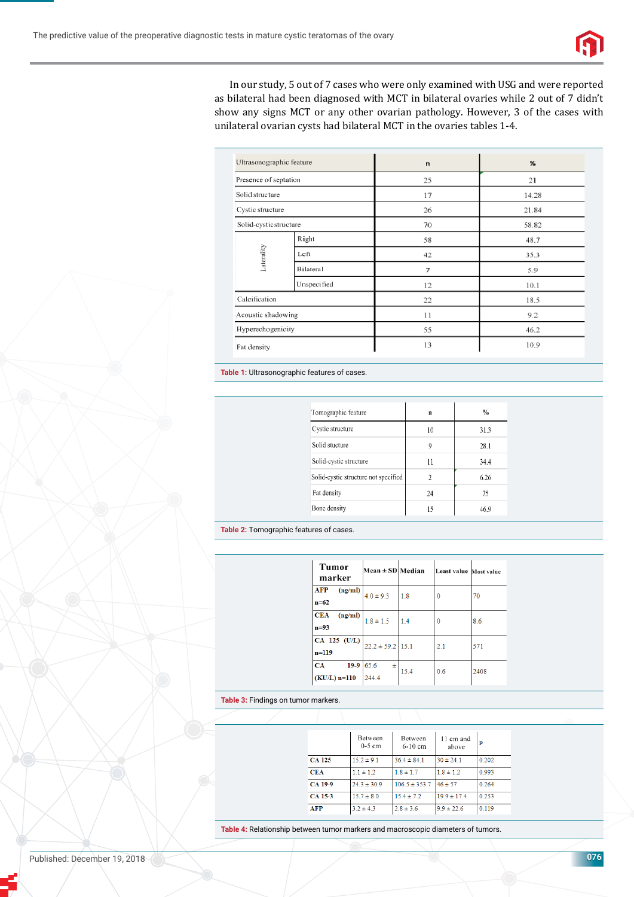In our study, 5 out of 7 cases who were only examined with USG and were reported as bilateral had been diagnosed with MCT in bilateral ovaries while 2 out of 7 didn't show any signs MCT or any other ovarian pathology. However, 3 of the cases with unilateral ovarian cysts had bilateral MCT in the ovaries tables 1-4.

| Ultrasonographic feature | | n | % |
|---|---|---|---|
| Presence of septation | | 25 | 21 |
| Solid structure | | 17 | 14.28 |
| Cystic structure | | 26 | 21.84 |
| Solid-cystic structure | | 70 | 58.82 |
| Laterality | Right | 58 | 48.7 |
| | Left | 42 | 35.3 |
| | Bilateral | 7 | 5.9 |
| | Unspecified | 12 | 10.1 |
| Calcification | | 22 | 18.5 |
| Acoustic shadowing | | 11 | 9.2 |
| Hyperechogenicity | | 55 | 46.2 |
| Fat density | | 13 | 10.9 |

**Table 1:** Ultrasonographic features of cases.

| Tomographic feature | n | % |
|---|---|---|
| Cystic structure | 10 | 31.3 |
| Solid stucture | 9 | 28.1 |
| Solid-cystic structure | 11 | 34.4 |
| Solid-cystic structure not specified | 2 | 6.26 |
| Fat density | 24 | 75 |
| Bone density | 15 | 46.9 |

**Table 2:** Tomographic features of cases.

| Tumor marker | Mean ± SD | Median | Least value | Most value |
|---|---|---|---|---|
| AFP (ng/ml) n=62 | 4.0 ± 9.3 | 1.8 | 0 | 70 |
| CEA (ng/ml) n=93 | 1.8 ± 1.5 | 1.4 | 0 | 8.6 |
| CA 125 (U/L) n=119 | 22.2 ± 59.2 | 15.1 | 2.1 | 571 |
| CA 19-9 (KU/L) n=110 | 65.6 ± 244.4 | 15.4 | 0.6 | 2408 |

**Table 3:** Findings on tumor markers.

| | Between 0-5 cm | Between 6-10 cm | 11 cm and above | p |
|---|---|---|---|---|
| CA 125 | 15.2 ± 9.1 | 36.4 ± 84.1 | 30 ± 24.1 | 0.202 |
| CEA | 1.1 ± 1.2 | 1.8 ± 1.7 | 1.8 ± 1.2 | 0.993 |
| CA 19-9 | 24.3 ± 30.9 | 106.5 ± 353.7 | 46 ± 57 | 0.264 |
| CA 15-3 | 15.7 ± 8.0 | 15.4 ± 7.2 | 19.9 ± 17.4 | 0.253 |
| AFP | 3.2 ± 4.3 | 2.8 ± 3.6 | 9.9 ± 22.6 | 0.119 |

**Table 4:** Relationship between tumor markers and macroscopic diameters of tumors.

Published: December 19, 2018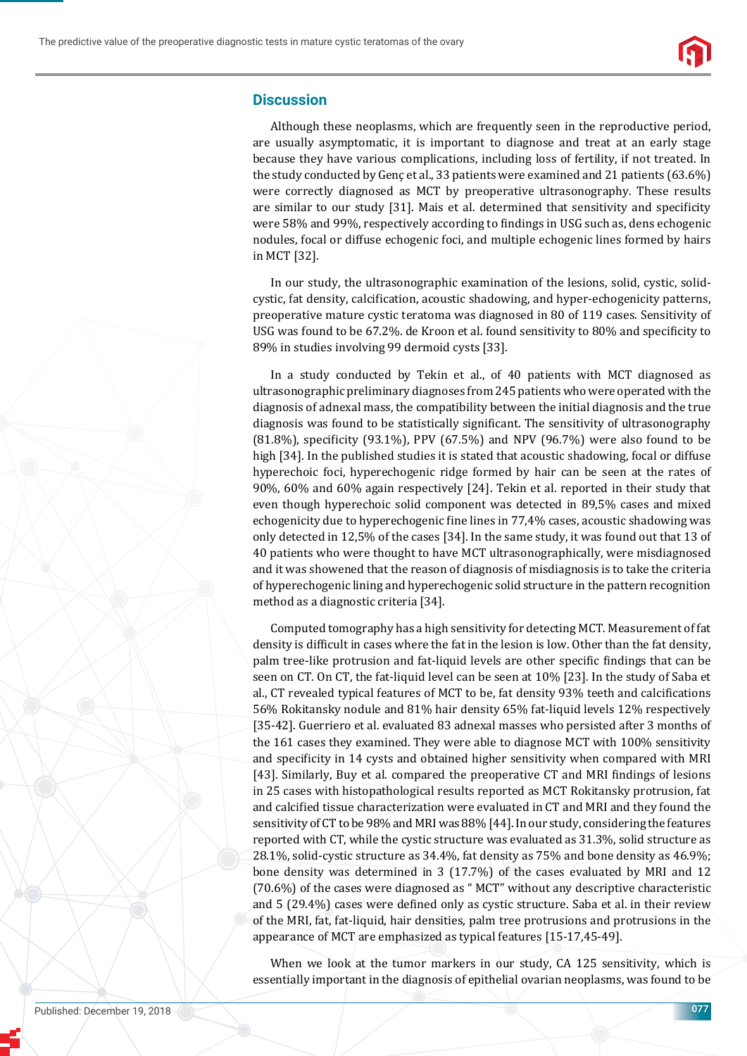## Discussion

Although these neoplasms, which are frequently seen in the reproductive period, are usually asymptomatic, it is important to diagnose and treat at an early stage because they have various complications, including loss of fertility, if not treated. In the study conducted by Genç et al., 33 patients were examined and 21 patients (63.6%) were correctly diagnosed as MCT by preoperative ultrasonography. These results are similar to our study [31]. Mais et al. determined that sensitivity and specificity were 58% and 99%, respectively according to findings in USG such as, dens echogenic nodules, focal or diffuse echogenic foci, and multiple echogenic lines formed by hairs in MCT [32].

In our study, the ultrasonographic examination of the lesions, solid, cystic, solid-cystic, fat density, calcification, acoustic shadowing, and hyper-echogenicity patterns, preoperative mature cystic teratoma was diagnosed in 80 of 119 cases. Sensitivity of USG was found to be 67.2%. de Kroon et al. found sensitivity to 80% and specificity to 89% in studies involving 99 dermoid cysts [33].

In a study conducted by Tekin et al., of 40 patients with MCT diagnosed as ultrasonographic preliminary diagnoses from 245 patients who were operated with the diagnosis of adnexal mass, the compatibility between the initial diagnosis and the true diagnosis was found to be statistically significant. The sensitivity of ultrasonography (81.8%), specificity (93.1%), PPV (67.5%) and NPV (96.7%) were also found to be high [34]. In the published studies it is stated that acoustic shadowing, focal or diffuse hyperechoic foci, hyperechogenic ridge formed by hair can be seen at the rates of 90%, 60% and 60% again respectively [24]. Tekin et al. reported in their study that even though hyperechoic solid component was detected in 89,5% cases and mixed echogenicity due to hyperechogenic fine lines in 77,4% cases, acoustic shadowing was only detected in 12,5% of the cases [34]. In the same study, it was found out that 13 of 40 patients who were thought to have MCT ultrasonographically, were misdiagnosed and it was showened that the reason of diagnosis of misdiagnosis is to take the criteria of hyperechogenic lining and hyperechogenic solid structure in the pattern recognition method as a diagnostic criteria [34].

Computed tomography has a high sensitivity for detecting MCT. Measurement of fat density is difficult in cases where the fat in the lesion is low. Other than the fat density, palm tree-like protrusion and fat-liquid levels are other specific findings that can be seen on CT. On CT, the fat-liquid level can be seen at 10% [23]. In the study of Saba et al., CT revealed typical features of MCT to be, fat density 93% teeth and calcifications 56% Rokitansky nodule and 81% hair density 65% fat-liquid levels 12% respectively [35-42]. Guerriero et al. evaluated 83 adnexal masses who persisted after 3 months of the 161 cases they examined. They were able to diagnose MCT with 100% sensitivity and specificity in 14 cysts and obtained higher sensitivity when compared with MRI [43]. Similarly, Buy et al. compared the preoperative CT and MRI findings of lesions in 25 cases with histopathological results reported as MCT Rokitansky protrusion, fat and calcified tissue characterization were evaluated in CT and MRI and they found the sensitivity of CT to be 98% and MRI was 88% [44]. In our study, considering the features reported with CT, while the cystic structure was evaluated as 31.3%, solid structure as 28.1%, solid-cystic structure as 34.4%, fat density as 75% and bone density as 46.9%; bone density was determined in 3 (17.7%) of the cases evaluated by MRI and 12 (70.6%) of the cases were diagnosed as " MCT" without any descriptive characteristic and 5 (29.4%) cases were defined only as cystic structure. Saba et al. in their review of the MRI, fat, fat-liquid, hair densities, palm tree protrusions and protrusions in the appearance of MCT are emphasized as typical features [15-17,45-49].

When we look at the tumor markers in our study, CA 125 sensitivity, which is essentially important in the diagnosis of epithelial ovarian neoplasms, was found to be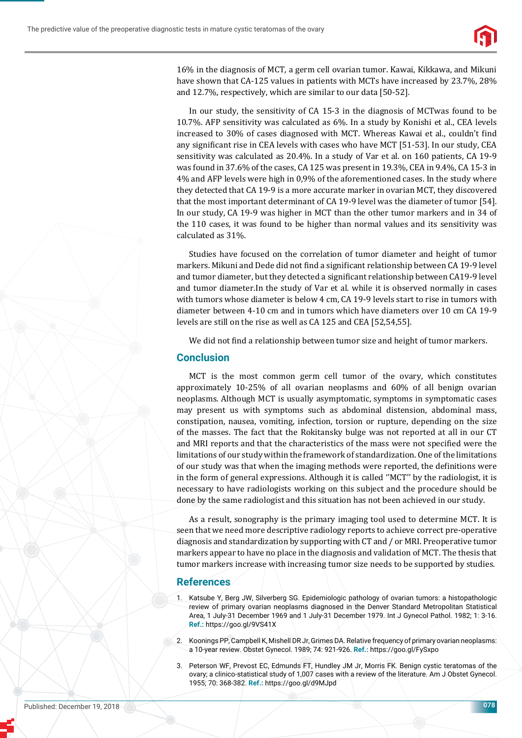16% in the diagnosis of MCT, a germ cell ovarian tumor. Kawai, Kikkawa, and Mikuni have shown that CA-125 values in patients with MCTs have increased by 23.7%, 28% and 12.7%, respectively, which are similar to our data [50-52].

In our study, the sensitivity of CA 15-3 in the diagnosis of MCTwas found to be 10.7%. AFP sensitivity was calculated as 6%. In a study by Konishi et al., CEA levels increased to 30% of cases diagnosed with MCT. Whereas Kawai et al., couldn't find any significant rise in CEA levels with cases who have MCT [51-53]. In our study, CEA sensitivity was calculated as 20.4%. In a study of Var et al. on 160 patients, CA 19-9 was found in 37.6% of the cases, CA 125 was present in 19.3%, CEA in 9.4%, CA 15-3 in 4% and AFP levels were high in 0,9% of the aforementioned cases. In the study where they detected that CA 19-9 is a more accurate marker in ovarian MCT, they discovered that the most important determinant of CA 19-9 level was the diameter of tumor [54]. In our study, CA 19-9 was higher in MCT than the other tumor markers and in 34 of the 110 cases, it was found to be higher than normal values and its sensitivity was calculated as 31%.

Studies have focused on the correlation of tumor diameter and height of tumor markers. Mikuni and Dede did not find a significant relationship between CA 19-9 level and tumor diameter, but they detected a significant relationship between CA19-9 level and tumor diameter.In the study of Var et al. while it is observed normally in cases with tumors whose diameter is below 4 cm, CA 19-9 levels start to rise in tumors with diameter between 4-10 cm and in tumors which have diameters over 10 cm CA 19-9 levels are still on the rise as well as CA 125 and CEA [52,54,55].

We did not find a relationship between tumor size and height of tumor markers.

## Conclusion

MCT is the most common germ cell tumor of the ovary, which constitutes approximately 10-25% of all ovarian neoplasms and 60% of all benign ovarian neoplasms. Although MCT is usually asymptomatic, symptoms in symptomatic cases may present us with symptoms such as abdominal distension, abdominal mass, constipation, nausea, vomiting, infection, torsion or rupture, depending on the size of the masses. The fact that the Rokitansky bulge was not reported at all in our CT and MRI reports and that the characteristics of the mass were not specified were the limitations of our study within the framework of standardization. One of the limitations of our study was that when the imaging methods were reported, the definitions were in the form of general expressions. Although it is called ''MCT'' by the radiologist, it is necessary to have radiologists working on this subject and the procedure should be done by the same radiologist and this situation has not been achieved in our study.

As a result, sonography is the primary imaging tool used to determine MCT. It is seen that we need more descriptive radiology reports to achieve correct pre-operative diagnosis and standardization by supporting with CT and / or MRI. Preoperative tumor markers appear to have no place in the diagnosis and validation of MCT. The thesis that tumor markers increase with increasing tumor size needs to be supported by studies.

## References

1. Katsube Y, Berg JW, Silverberg SG. Epidemiologic pathology of ovarian tumors: a histopathologic review of primary ovarian neoplasms diagnosed in the Denver Standard Metropolitan Statistical Area, 1 July-31 December 1969 and 1 July-31 December 1979. Int J Gynecol Pathol. 1982; 1: 3-16. **Ref.:** https://goo.gl/9VS41X
2. Koonings PP, Campbell K, Mishell DR Jr, Grimes DA. Relative frequency of primary ovarian neoplasms: a 10-year review. Obstet Gynecol. 1989; 74: 921-926. **Ref.:** https://goo.gl/FySxpo
3. Peterson WF, Prevost EC, Edmunds FT, Hundley JM Jr, Morris FK. Benign cystic teratomas of the ovary; a clinico-statistical study of 1,007 cases with a review of the literature. Am J Obstet Gynecol. 1955; 70: 368-382. **Ref.:** https://goo.gl/d9MJpd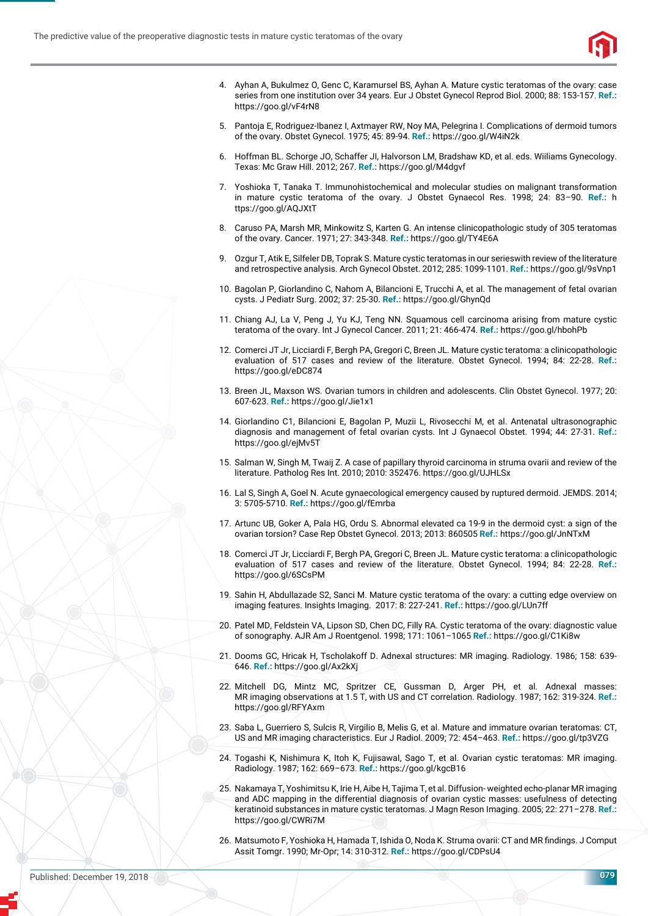4. Ayhan A, Bukulmez O, Genc C, Karamursel BS, Ayhan A. Mature cystic teratomas of the ovary: case series from one institution over 34 years. Eur J Obstet Gynecol Reprod Biol. 2000; 88: 153-157. **Ref.:** https://goo.gl/vF4rN8

5. Pantoja E, Rodriguez-Ibanez I, Axtmayer RW, Noy MA, Pelegrina I. Complications of dermoid tumors of the ovary. Obstet Gynecol. 1975; 45: 89-94. **Ref.:** https://goo.gl/W4iN2k

6. Hoffman BL. Schorge JO, Schaffer JI, Halvorson LM, Bradshaw KD, et al. eds. Wiiliams Gynecology. Texas: Mc Graw Hill. 2012; 267. **Ref.:** https://goo.gl/M4dgvf

7. Yoshioka T, Tanaka T. Immunohistochemical and molecular studies on malignant transformation in mature cystic teratoma of the ovary. J Obstet Gynaecol Res. 1998; 24: 83–90. **Ref.:** https://goo.gl/AQJXtT

8. Caruso PA, Marsh MR, Minkowitz S, Karten G. An intense clinicopathologic study of 305 teratomas of the ovary. Cancer. 1971; 27: 343-348. **Ref.:** https://goo.gl/TY4E6A

9. Ozgur T, Atik E, Silfeler DB, Toprak S. Mature cystic teratomas in our serieswith review of the literature and retrospective analysis. Arch Gynecol Obstet. 2012; 285: 1099-1101. **Ref.:** https://goo.gl/9sVnp1

10. Bagolan P, Giorlandino C, Nahom A, Bilancioni E, Trucchi A, et al. The management of fetal ovarian cysts. J Pediatr Surg. 2002; 37: 25-30. **Ref.:** https://goo.gl/GhynQd

11. Chiang AJ, La V, Peng J, Yu KJ, Teng NN. Squamous cell carcinoma arising from mature cystic teratoma of the ovary. Int J Gynecol Cancer. 2011; 21: 466-474. **Ref.:** https://goo.gl/hbohPb

12. Comerci JT Jr, Licciardi F, Bergh PA, Gregori C, Breen JL. Mature cystic teratoma: a clinicopathologic evaluation of 517 cases and review of the literature. Obstet Gynecol. 1994; 84: 22-28. **Ref.:** https://goo.gl/eDC874

13. Breen JL, Maxson WS. Ovarian tumors in children and adolescents. Clin Obstet Gynecol. 1977; 20: 607-623. **Ref.:** https://goo.gl/Jie1x1

14. Giorlandino C1, Bilancioni E, Bagolan P, Muzii L, Rivosecchi M, et al. Antenatal ultrasonographic diagnosis and management of fetal ovarian cysts. Int J Gynaecol Obstet. 1994; 44: 27-31. **Ref.:** https://goo.gl/ejMv5T

15. Salman W, Singh M, Twaij Z. A case of papillary thyroid carcinoma in struma ovarii and review of the literature. Patholog Res Int. 2010; 2010: 352476. https://goo.gl/UJHLSx

16. Lal S, Singh A, Goel N. Acute gynaecological emergency caused by ruptured dermoid. JEMDS. 2014; 3: 5705-5710. **Ref.:** https://goo.gl/fEmrba

17. Artunc UB, Goker A, Pala HG, Ordu S. Abnormal elevated ca 19-9 in the dermoid cyst: a sign of the ovarian torsion? Case Rep Obstet Gynecol. 2013; 2013: 860505 **Ref.:** https://goo.gl/JnNTxM

18. Comerci JT Jr, Licciardi F, Bergh PA, Gregori C, Breen JL. Mature cystic teratoma: a clinicopathologic evaluation of 517 cases and review of the literature. Obstet Gynecol. 1994; 84: 22-28. **Ref.:** https://goo.gl/6SCsPM

19. Sahin H, Abdullazade S2, Sanci M. Mature cystic teratoma of the ovary: a cutting edge overview on imaging features. Insights Imaging. 2017: 8: 227-241. **Ref.:** https://goo.gl/LUn7ff

20. Patel MD, Feldstein VA, Lipson SD, Chen DC, Filly RA. Cystic teratoma of the ovary: diagnostic value of sonography. AJR Am J Roentgenol. 1998; 171: 1061–1065 **Ref.:** https://goo.gl/C1Ki8w

21. Dooms GC, Hricak H, Tscholakoff D. Adnexal structures: MR imaging. Radiology. 1986; 158: 639-646. **Ref.:** https://goo.gl/Ax2kXj

22. Mitchell DG, Mintz MC, Spritzer CE, Gussman D, Arger PH, et al. Adnexal masses: MR imaging observations at 1.5 T, with US and CT correlation. Radiology. 1987; 162: 319-324. **Ref.:** https://goo.gl/RFYAxm

23. Saba L, Guerriero S, Sulcis R, Virgilio B, Melis G, et al. Mature and immature ovarian teratomas: CT, US and MR imaging characteristics. Eur J Radiol. 2009; 72: 454–463. **Ref.:** https://goo.gl/tp3VZG

24. Togashi K, Nishimura K, Itoh K, Fujisawal, Sago T, et al. Ovarian cystic teratomas: MR imaging. Radiology. 1987; 162: 669–673. **Ref.:** https://goo.gl/kgcB16

25. Nakamaya T, Yoshimitsu K, Irie H, Aibe H, Tajima T, et al. Diffusion- weighted echo-planar MR imaging and ADC mapping in the differential diagnosis of ovarian cystic masses: usefulness of detecting keratinoid substances in mature cystic teratomas. J Magn Reson Imaging. 2005; 22: 271–278. **Ref.:** https://goo.gl/CWRi7M

26. Matsumoto F, Yoshioka H, Hamada T, Ishida O, Noda K. Struma ovarii: CT and MR findings. J Comput Assit Tomgr. 1990; Mr-Opr; 14: 310-312. **Ref.:** https://goo.gl/CDPsU4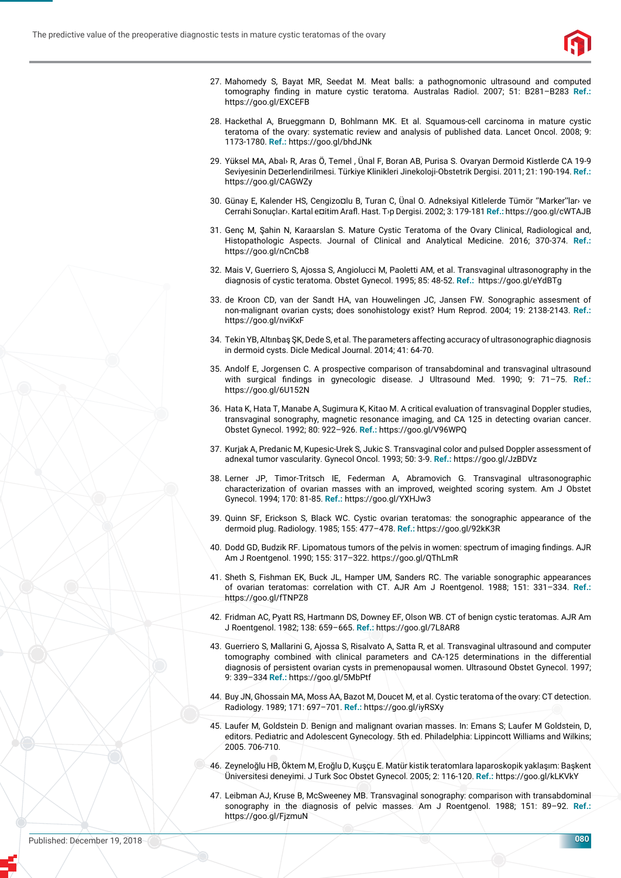27. Mahomedy S, Bayat MR, Seedat M. Meat balls: a pathognomonic ultrasound and computed tomography finding in mature cystic teratoma. Australas Radiol. 2007; 51: B281–B283 **Ref.:** https://goo.gl/EXCEFB

28. Hackethal A, Brueggmann D, Bohlmann MK. Et al. Squamous-cell carcinoma in mature cystic teratoma of the ovary: systematic review and analysis of published data. Lancet Oncol. 2008; 9: 1173-1780. **Ref.:** https://goo.gl/bhdJNk

29. Yüksel MA, Abal› R, Aras Ö, Temel , Ünal F, Boran AB, Purisa S. Ovaryan Dermoid Kistlerde CA 19-9 Seviyesinin De¤erlendirilmesi. Türkiye Klinikleri Jinekoloji-Obstetrik Dergisi. 2011; 21: 190-194. **Ref.:** https://goo.gl/CAGWZy

30. Günay E, Kalender HS, Cengizo¤lu B, Turan C, Ünal O. Adneksiyal Kitlelerde Tümör "Marker"lar› ve Cerrahi Sonuçlar›. Kartal e¤itim Arafl. Hast. T›p Dergisi. 2002; 3: 179-181 **Ref.:** https://goo.gl/cWTAJB

31. Genç M, Şahin N, Karaarslan S. Mature Cystic Teratoma of the Ovary Clinical, Radiological and, Histopathologic Aspects. Journal of Clinical and Analytical Medicine. 2016; 370-374. **Ref.:** https://goo.gl/nCnCb8

32. Mais V, Guerriero S, Ajossa S, Angiolucci M, Paoletti AM, et al. Transvaginal ultrasonography in the diagnosis of cystic teratoma. Obstet Gynecol. 1995; 85: 48-52. **Ref.:** https://goo.gl/eYdBTg

33. de Kroon CD, van der Sandt HA, van Houwelingen JC, Jansen FW. Sonographic assesment of non-malignant ovarian cysts; does sonohistology exist? Hum Reprod. 2004; 19: 2138-2143. **Ref.:** https://goo.gl/nviKxF

34. Tekin YB, Altınbaş ŞK, Dede S, et al. The parameters affecting accuracy of ultrasonographic diagnosis in dermoid cysts. Dicle Medical Journal. 2014; 41: 64-70.

35. Andolf E, Jorgensen C. A prospective comparison of transabdominal and transvaginal ultrasound with surgical findings in gynecologic disease. J Ultrasound Med. 1990; 9: 71–75. **Ref.:** https://goo.gl/6U152N

36. Hata K, Hata T, Manabe A, Sugimura K, Kitao M. A critical evaluation of transvaginal Doppler studies, transvaginal sonography, magnetic resonance imaging, and CA 125 in detecting ovarian cancer. Obstet Gynecol. 1992; 80: 922–926. **Ref.:** https://goo.gl/V96WPQ

37. Kurjak A, Predanic M, Kupesic-Urek S, Jukic S. Transvaginal color and pulsed Doppler assessment of adnexal tumor vascularity. Gynecol Oncol. 1993; 50: 3-9. **Ref.:** https://goo.gl/JzBDVz

38. Lerner JP, Timor-Tritsch IE, Federman A, Abramovich G. Transvaginal ultrasonographic characterization of ovarian masses with an improved, weighted scoring system. Am J Obstet Gynecol. 1994; 170: 81-85. **Ref.:** https://goo.gl/YXHJw3

39. Quinn SF, Erickson S, Black WC. Cystic ovarian teratomas: the sonographic appearance of the dermoid plug. Radiology. 1985; 155: 477–478. **Ref.:** https://goo.gl/92kK3R

40. Dodd GD, Budzik RF. Lipomatous tumors of the pelvis in women: spectrum of imaging findings. AJR Am J Roentgenol. 1990; 155: 317–322. https://goo.gl/QThLmR

41. Sheth S, Fishman EK, Buck JL, Hamper UM, Sanders RC. The variable sonographic appearances of ovarian teratomas: correlation with CT. AJR Am J Roentgenol. 1988; 151: 331–334. **Ref.:** https://goo.gl/fTNPZ8

42. Fridman AC, Pyatt RS, Hartmann DS, Downey EF, Olson WB. CT of benign cystic teratomas. AJR Am J Roentgenol. 1982; 138: 659–665. **Ref.:** https://goo.gl/7L8AR8

43. Guerriero S, Mallarini G, Ajossa S, Risalvato A, Satta R, et al. Transvaginal ultrasound and computer tomography combined with clinical parameters and CA-125 determinations in the differential diagnosis of persistent ovarian cysts in premenopausal women. Ultrasound Obstet Gynecol. 1997; 9: 339–334 **Ref.:** https://goo.gl/5MbPtf

44. Buy JN, Ghossain MA, Moss AA, Bazot M, Doucet M, et al. Cystic teratoma of the ovary: CT detection. Radiology. 1989; 171: 697–701. **Ref.:** https://goo.gl/iyRSXy

45. Laufer M, Goldstein D. Benign and malignant ovarian masses. In: Emans S; Laufer M Goldstein, D, editors. Pediatric and Adolescent Gynecology. 5th ed. Philadelphia: Lippincott Williams and Wilkins; 2005. 706-710.

46. Zeyneloğlu HB, Öktem M, Eroğlu D, Kuşçu E. Matür kistik teratomlara laparoskopik yaklaşım: Başkent Üniversitesi deneyimi. J Turk Soc Obstet Gynecol. 2005; 2: 116-120. **Ref.:** https://goo.gl/kLKVkY

47. Leibman AJ, Kruse B, McSweeney MB. Transvaginal sonography: comparison with transabdominal sonography in the diagnosis of pelvic masses. Am J Roentgenol. 1988; 151: 89–92. **Ref.:** https://goo.gl/FjzmuN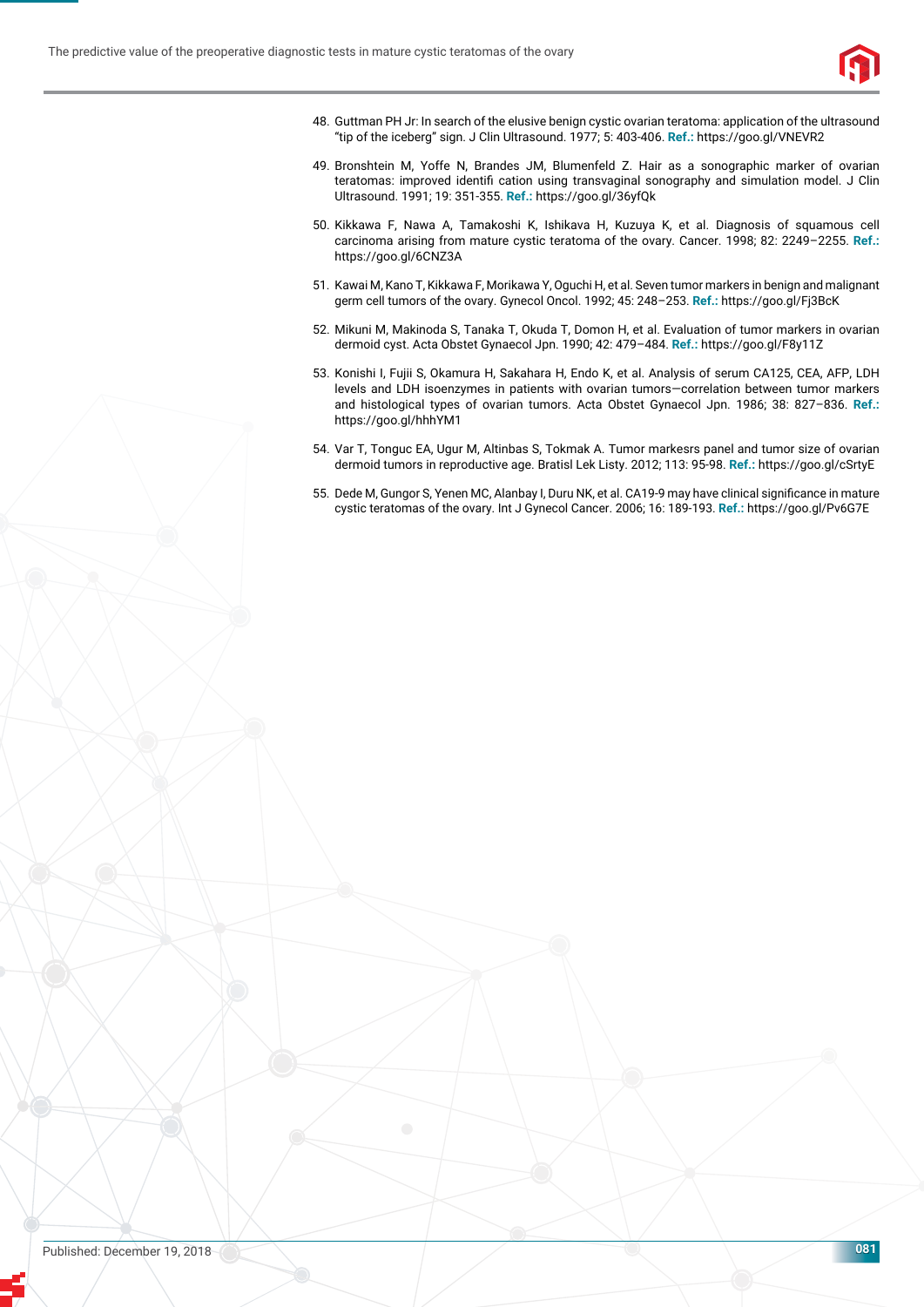48. Guttman PH Jr: In search of the elusive benign cystic ovarian teratoma: application of the ultrasound "tip of the iceberg" sign. J Clin Ultrasound. 1977; 5: 403-406. **Ref.:** https://goo.gl/VNEVR2

49. Bronshtein M, Yoffe N, Brandes JM, Blumenfeld Z. Hair as a sonographic marker of ovarian teratomas: improved identifi cation using transvaginal sonography and simulation model. J Clin Ultrasound. 1991; 19: 351-355. **Ref.:** https://goo.gl/36yfQk

50. Kikkawa F, Nawa A, Tamakoshi K, Ishikawa H, Kuzuya K, et al. Diagnosis of squamous cell carcinoma arising from mature cystic teratoma of the ovary. Cancer. 1998; 82: 2249–2255. **Ref.:** https://goo.gl/6CNZ3A

51. Kawai M, Kano T, Kikkawa F, Morikawa Y, Oguchi H, et al. Seven tumor markers in benign and malignant germ cell tumors of the ovary. Gynecol Oncol. 1992; 45: 248–253. **Ref.:** https://goo.gl/Fj3BcK

52. Mikuni M, Makinoda S, Tanaka T, Okuda T, Domon H, et al. Evaluation of tumor markers in ovarian dermoid cyst. Acta Obstet Gynaecol Jpn. 1990; 42: 479–484. **Ref.:** https://goo.gl/F8y11Z

53. Konishi I, Fujii S, Okamura H, Sakahara H, Endo K, et al. Analysis of serum CA125, CEA, AFP, LDH levels and LDH isoenzymes in patients with ovarian tumors—correlation between tumor markers and histological types of ovarian tumors. Acta Obstet Gynaecol Jpn. 1986; 38: 827–836. **Ref.:** https://goo.gl/hhhYM1

54. Var T, Tonguc EA, Ugur M, Altinbas S, Tokmak A. Tumor markesrs panel and tumor size of ovarian dermoid tumors in reproductive age. Bratisl Lek Listy. 2012; 113: 95-98. **Ref.:** https://goo.gl/cSrtyE

55. Dede M, Gungor S, Yenen MC, Alanbay I, Duru NK, et al. CA19-9 may have clinical significance in mature cystic teratomas of the ovary. Int J Gynecol Cancer. 2006; 16: 189-193. **Ref.:** https://goo.gl/Pv6G7E